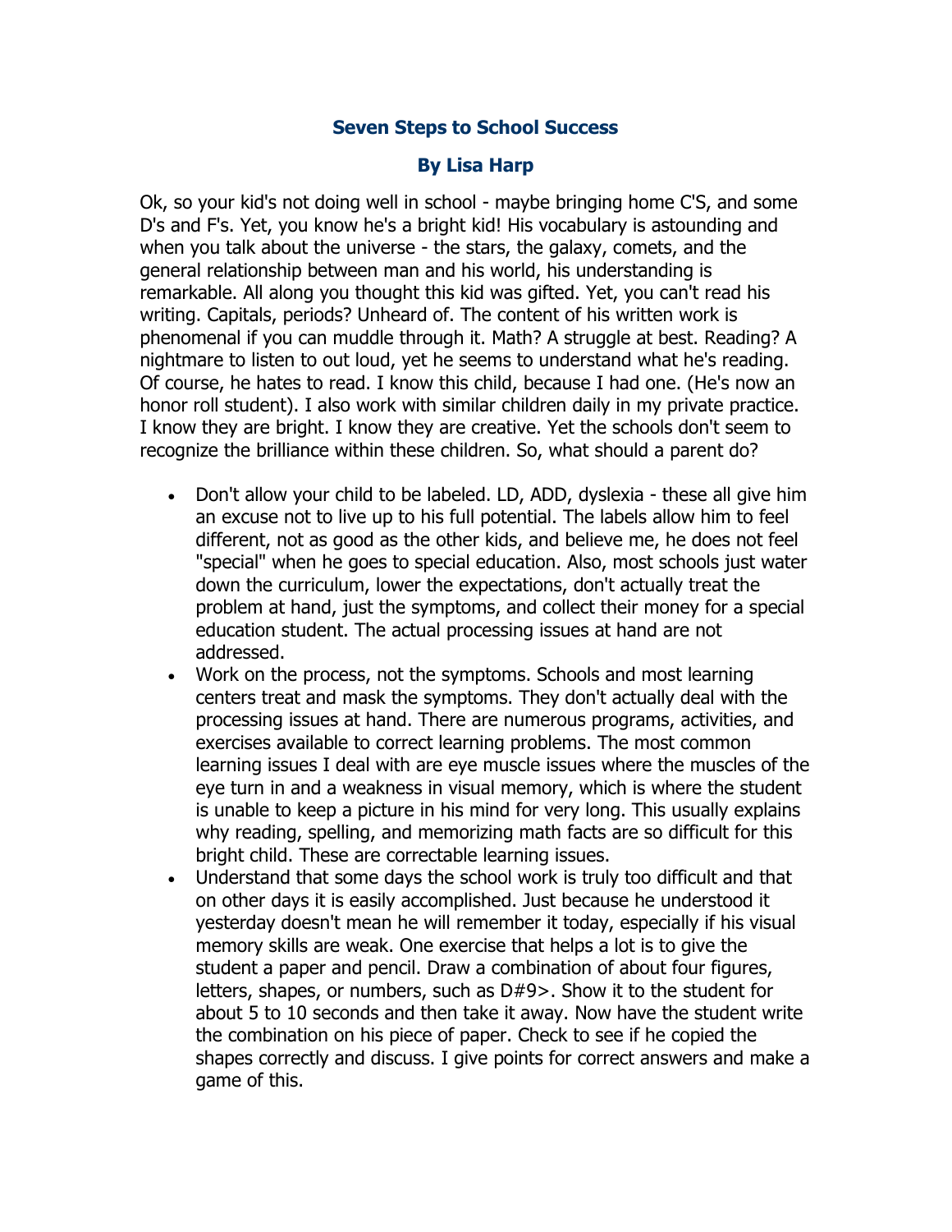## Seven Steps to School Success

### By Lisa Harp

Ok, so your kid's not doing well in school - maybe bringing home C'S, and some D's and F's. Yet, you know he's a bright kid! His vocabulary is astounding and when you talk about the universe - the stars, the galaxy, comets, and the general relationship between man and his world, his understanding is remarkable. All along you thought this kid was gifted. Yet, you can't read his writing. Capitals, periods? Unheard of. The content of his written work is phenomenal if you can muddle through it. Math? A struggle at best. Reading? A nightmare to listen to out loud, yet he seems to understand what he's reading. Of course, he hates to read. I know this child, because I had one. (He's now an honor roll student). I also work with similar children daily in my private practice. I know they are bright. I know they are creative. Yet the schools don't seem to recognize the brilliance within these children. So, what should a parent do?

- Don't allow your child to be labeled. LD, ADD, dyslexia - these all give him an excuse not to live up to his full potential. The labels allow him to feel different, not as good as the other kids, and believe me, he does not feel "special" when he goes to special education. Also, most schools just water down the curriculum, lower the expectations, don't actually treat the problem at hand, just the symptoms, and collect their money for a special education student. The actual processing issues at hand are not addressed.
- Work on the process, not the symptoms. Schools and most learning centers treat and mask the symptoms. They don't actually deal with the processing issues at hand. There are numerous programs, activities, and exercises available to correct learning problems. The most common learning issues I deal with are eye muscle issues where the muscles of the eye turn in and a weakness in visual memory, which is where the student is unable to keep a picture in his mind for very long. This usually explains why reading, spelling, and memorizing math facts are so difficult for this bright child. These are correctable learning issues.
- Understand that some days the school work is truly too difficult and that on other days it is easily accomplished. Just because he understood it yesterday doesn't mean he will remember it today, especially if his visual memory skills are weak. One exercise that helps a lot is to give the student a paper and pencil. Draw a combination of about four figures, letters, shapes, or numbers, such as D#9>. Show it to the student for about 5 to 10 seconds and then take it away. Now have the student write the combination on his piece of paper. Check to see if he copied the shapes correctly and discuss. I give points for correct answers and make a game of this.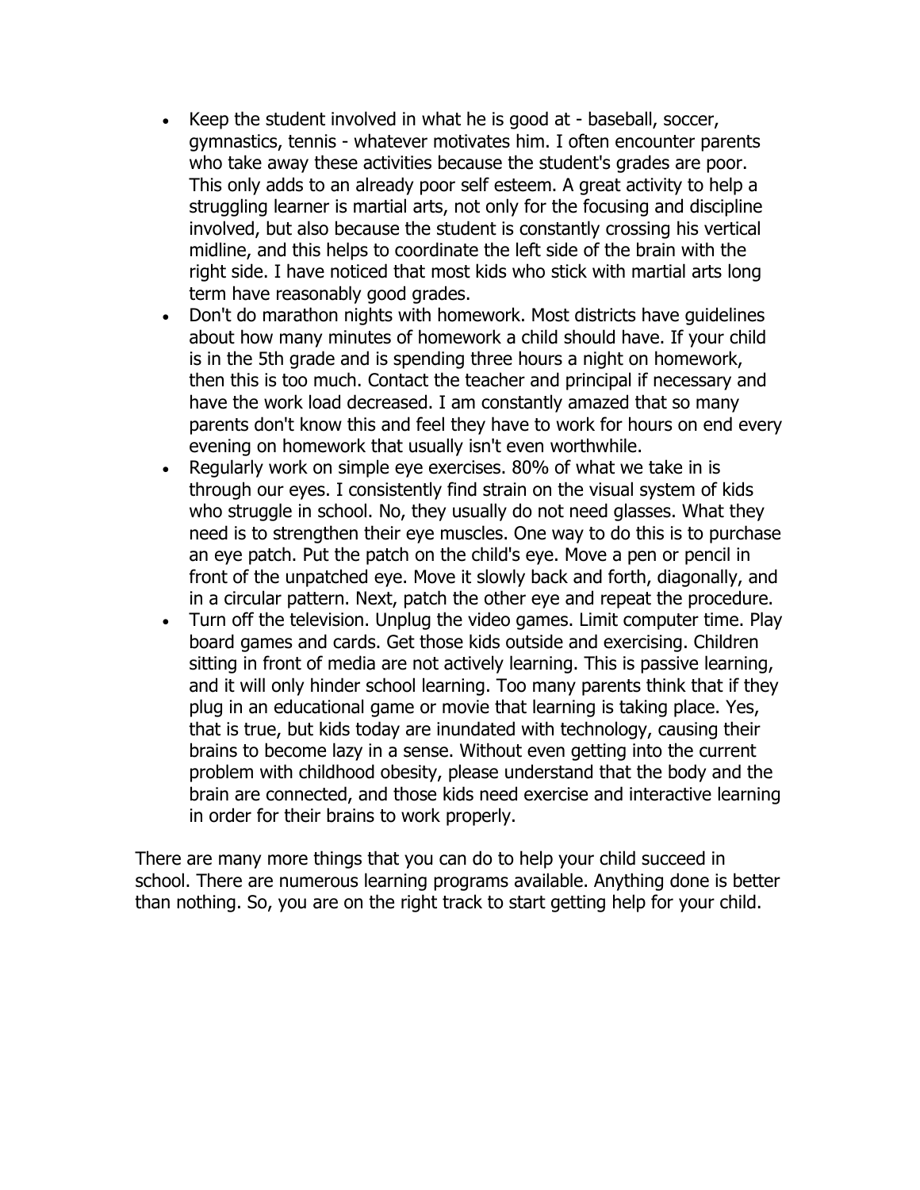- Keep the student involved in what he is good at - baseball, soccer, gymnastics, tennis - whatever motivates him. I often encounter parents who take away these activities because the student's grades are poor. This only adds to an already poor self esteem. A great activity to help a struggling learner is martial arts, not only for the focusing and discipline involved, but also because the student is constantly crossing his vertical midline, and this helps to coordinate the left side of the brain with the right side. I have noticed that most kids who stick with martial arts long term have reasonably good grades.
- Don't do marathon nights with homework. Most districts have guidelines about how many minutes of homework a child should have. If your child is in the 5th grade and is spending three hours a night on homework, then this is too much. Contact the teacher and principal if necessary and have the work load decreased. I am constantly amazed that so many parents don't know this and feel they have to work for hours on end every evening on homework that usually isn't even worthwhile.
- Regularly work on simple eye exercises. 80% of what we take in is through our eyes. I consistently find strain on the visual system of kids who struggle in school. No, they usually do not need glasses. What they need is to strengthen their eye muscles. One way to do this is to purchase an eye patch. Put the patch on the child's eye. Move a pen or pencil in front of the unpatched eye. Move it slowly back and forth, diagonally, and in a circular pattern. Next, patch the other eye and repeat the procedure.
- Turn off the television. Unplug the video games. Limit computer time. Play board games and cards. Get those kids outside and exercising. Children sitting in front of media are not actively learning. This is passive learning, and it will only hinder school learning. Too many parents think that if they plug in an educational game or movie that learning is taking place. Yes, that is true, but kids today are inundated with technology, causing their brains to become lazy in a sense. Without even getting into the current problem with childhood obesity, please understand that the body and the brain are connected, and those kids need exercise and interactive learning in order for their brains to work properly.

There are many more things that you can do to help your child succeed in school. There are numerous learning programs available. Anything done is better than nothing. So, you are on the right track to start getting help for your child.